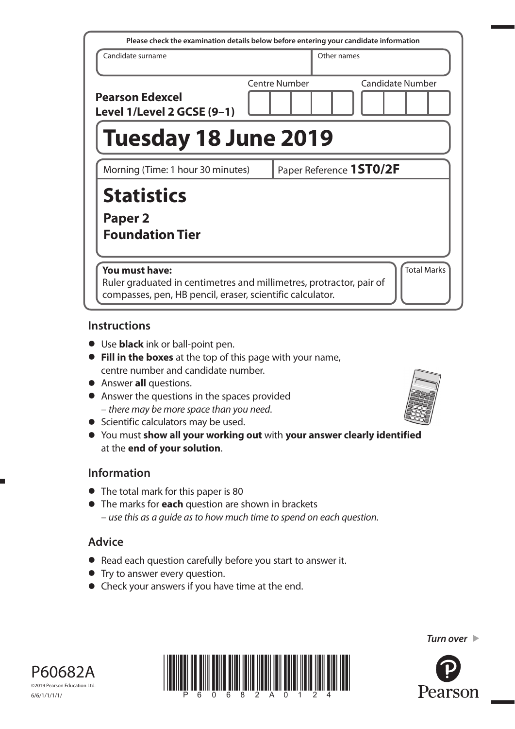Please check the examination details below before entering your candidate information

| Candidate surname | Other names |
|---|---|
| | |

**Pearson Edexcel Level 1/Level 2 GCSE (9–1)**

| Centre Number | Candidate Number |
|---|---|
| | |

# Tuesday 18 June 2019

| Morning (Time: 1 hour 30 minutes) | Paper Reference **1ST0/2F** |
|---|---|

# Statistics

## Paper 2
## Foundation Tier

**You must have:**
Ruler graduated in centimetres and millimetres, protractor, pair of compasses, pen, HB pencil, eraser, scientific calculator.

Total Marks

## Instructions

- Use **black** ink or ball-point pen.
- **Fill in the boxes** at the top of this page with your name, centre number and candidate number.
- Answer **all** questions.
- Answer the questions in the spaces provided
  – *there may be more space than you need*.
- Scientific calculators may be used.
- You must **show all your working out** with **your answer clearly identified** at the **end of your solution**.

## Information

- The total mark for this paper is 80
- The marks for **each** question are shown in brackets
  – *use this as a guide as to how much time to spend on each question*.

## Advice

- Read each question carefully before you start to answer it.
- Try to answer every question.
- Check your answers if you have time at the end.

*Turn over* ►

P60682A
©2019 Pearson Education Ltd.
6/6/1/1/1/1/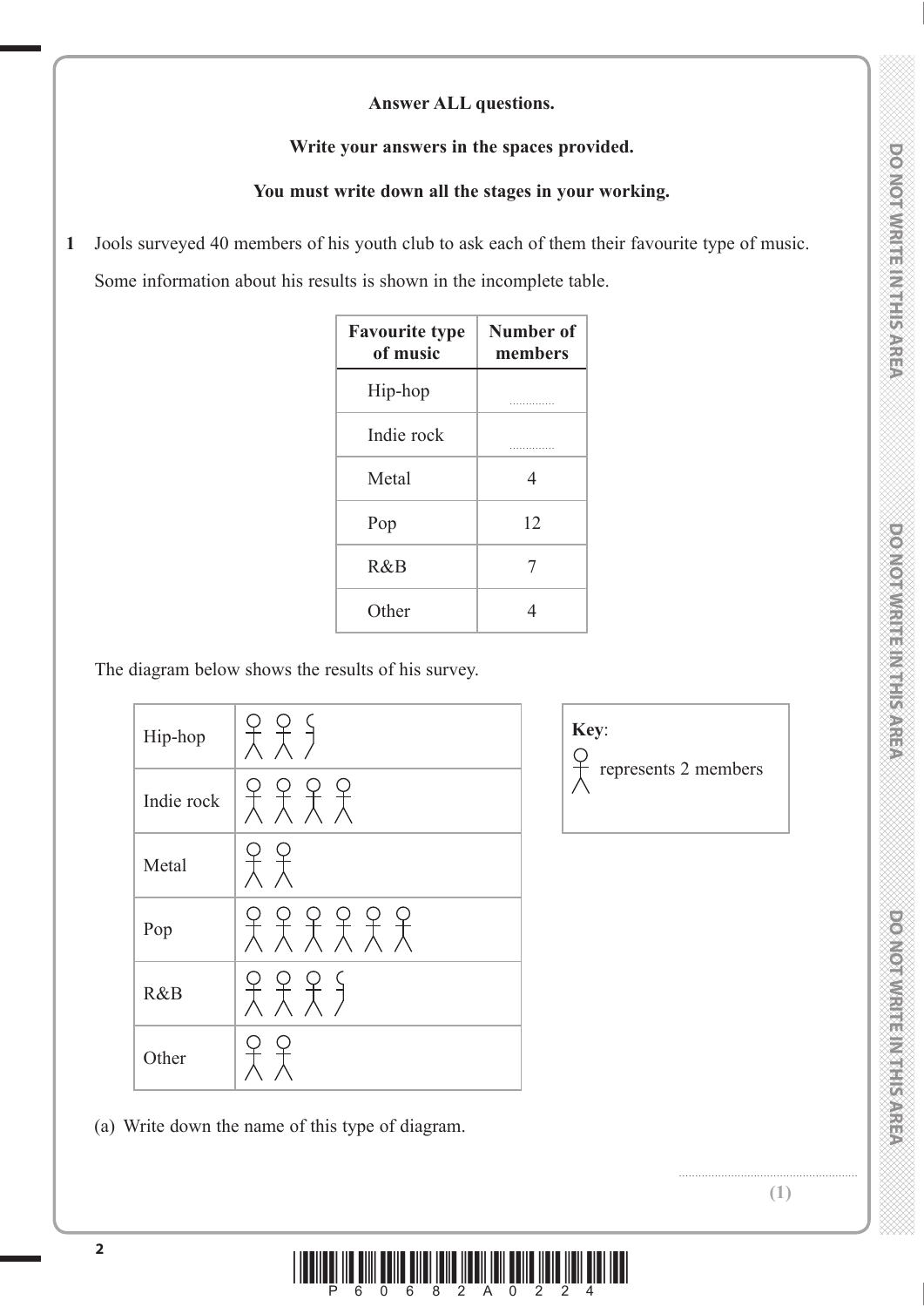**Answer ALL questions.**

**Write your answers in the spaces provided.**

**You must write down all the stages in your working.**

**1** Jools surveyed 40 members of his youth club to ask each of them their favourite type of music.

Some information about his results is shown in the incomplete table.

| Favourite type of music | Number of members |
|---|---|
| Hip-hop | .............. |
| Indie rock | .............. |
| Metal | 4 |
| Pop | 12 |
| R&B | 7 |
| Other | 4 |

The diagram below shows the results of his survey.

| | |
|---|---|
| Hip-hop | 2½ symbols |
| Indie rock | 4 symbols |
| Metal | 2 symbols |
| Pop | 6 symbols |
| R&B | 3½ symbols |
| Other | 2 symbols |

**Key**: one symbol represents 2 members

(a) Write down the name of this type of diagram.

.......................................................

**(1)**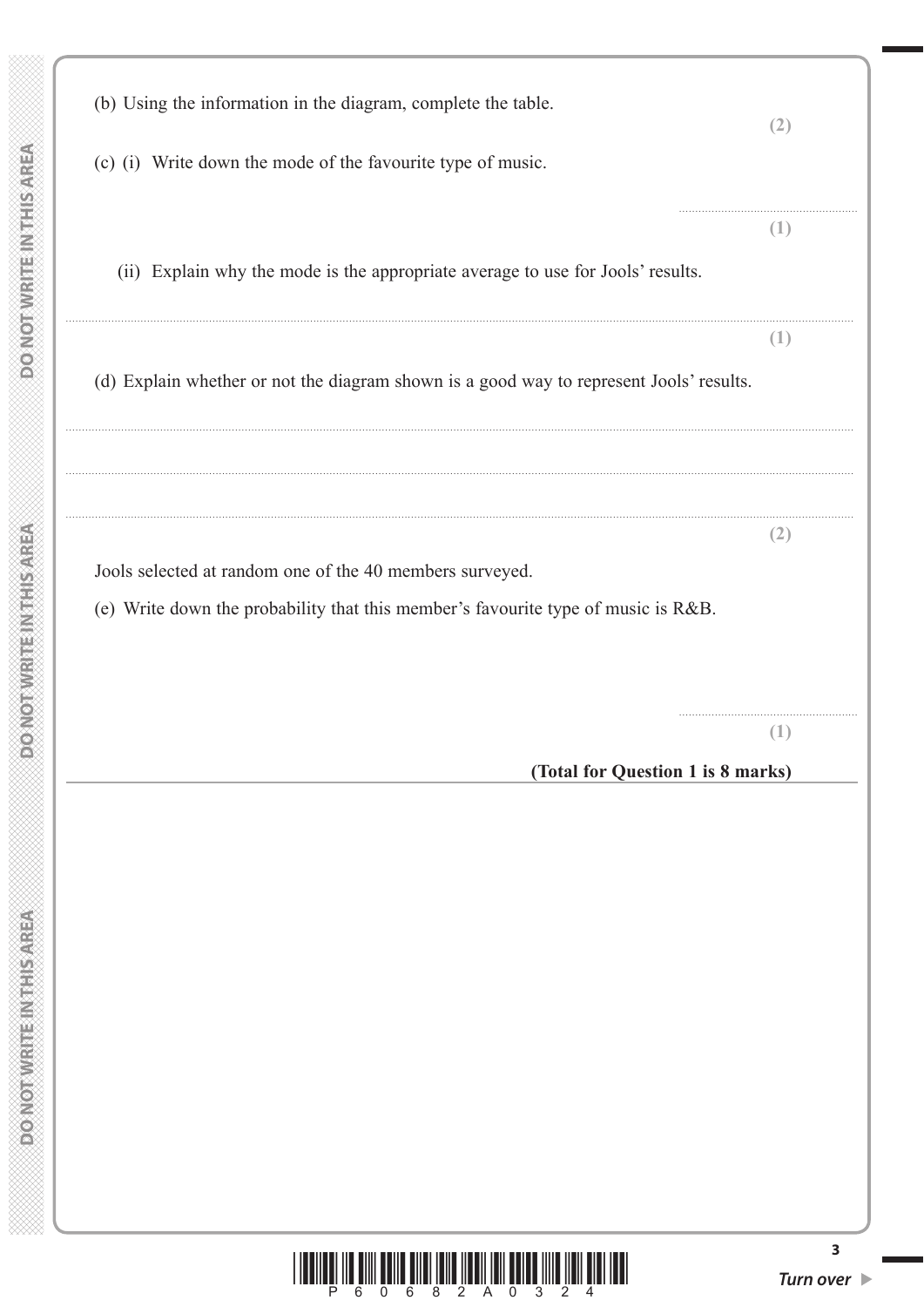(b) Using the information in the diagram, complete the table.

**(2)**

(c) (i) Write down the mode of the favourite type of music.

..........................................

**(1)**

(ii) Explain why the mode is the appropriate average to use for Jools' results.

..........................................................................................................................................

**(1)**

(d) Explain whether or not the diagram shown is a good way to represent Jools' results.

..........................................................................................................................................

..........................................................................................................................................

..........................................................................................................................................

**(2)**

Jools selected at random one of the 40 members surveyed.

(e) Write down the probability that this member's favourite type of music is R&B.

..........................................

**(1)**

**(Total for Question 1 is 8 marks)**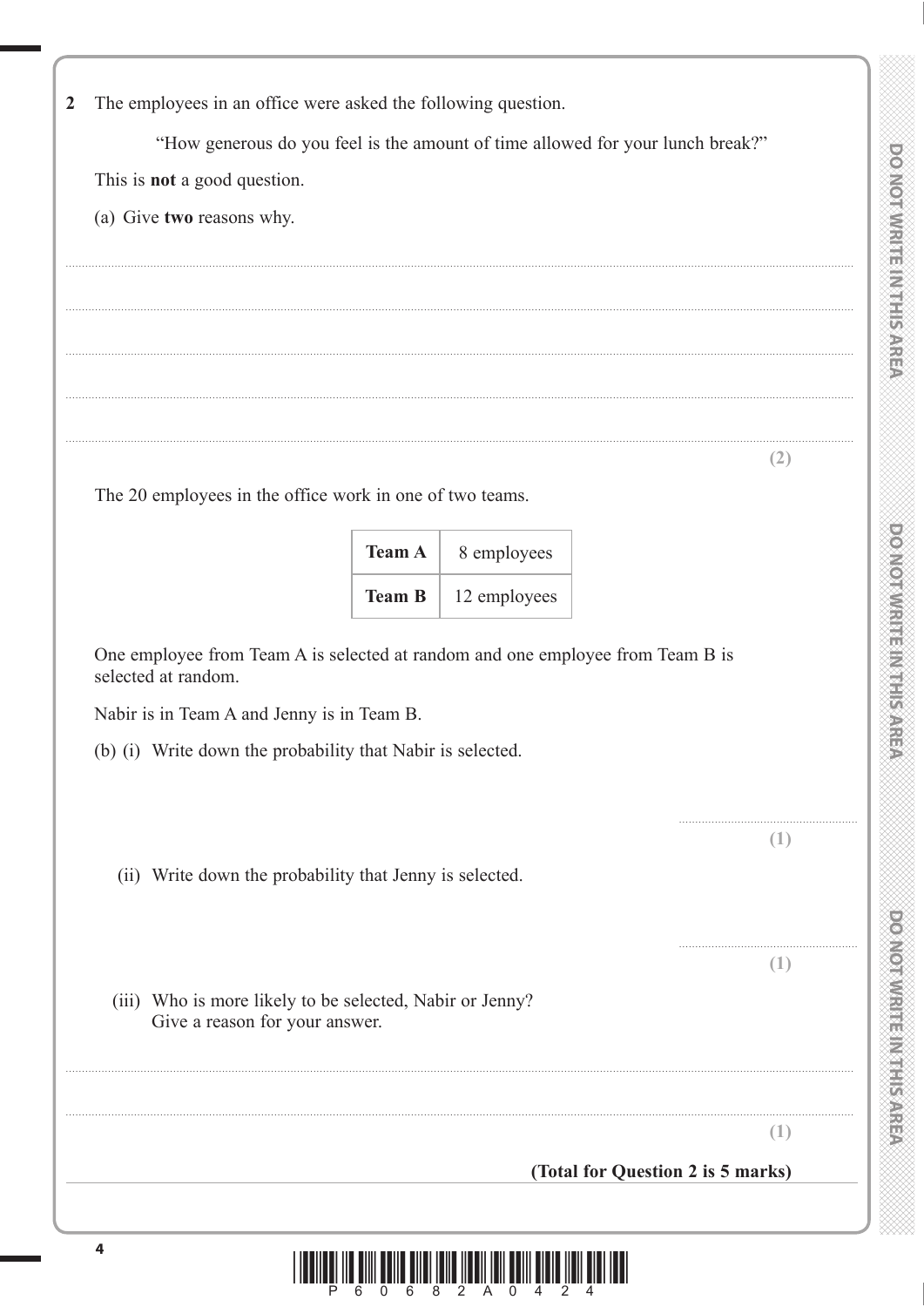**2** The employees in an office were asked the following question.

"How generous do you feel is the amount of time allowed for your lunch break?"

This is **not** a good question.

(a) Give **two** reasons why.

.......................................................................................................................................................................................................

.......................................................................................................................................................................................................

.......................................................................................................................................................................................................

.......................................................................................................................................................................................................

**(2)**

The 20 employees in the office work in one of two teams.

| **Team A** | 8 employees |
|---|---|
| **Team B** | 12 employees |

One employee from Team A is selected at random and one employee from Team B is selected at random.

Nabir is in Team A and Jenny is in Team B.

(b) (i) Write down the probability that Nabir is selected.

..................................................

**(1)**

(ii) Write down the probability that Jenny is selected.

..................................................

**(1)**

(iii) Who is more likely to be selected, Nabir or Jenny?
Give a reason for your answer.

.......................................................................................................................................................................................................

.......................................................................................................................................................................................................

**(1)**

**(Total for Question 2 is 5 marks)**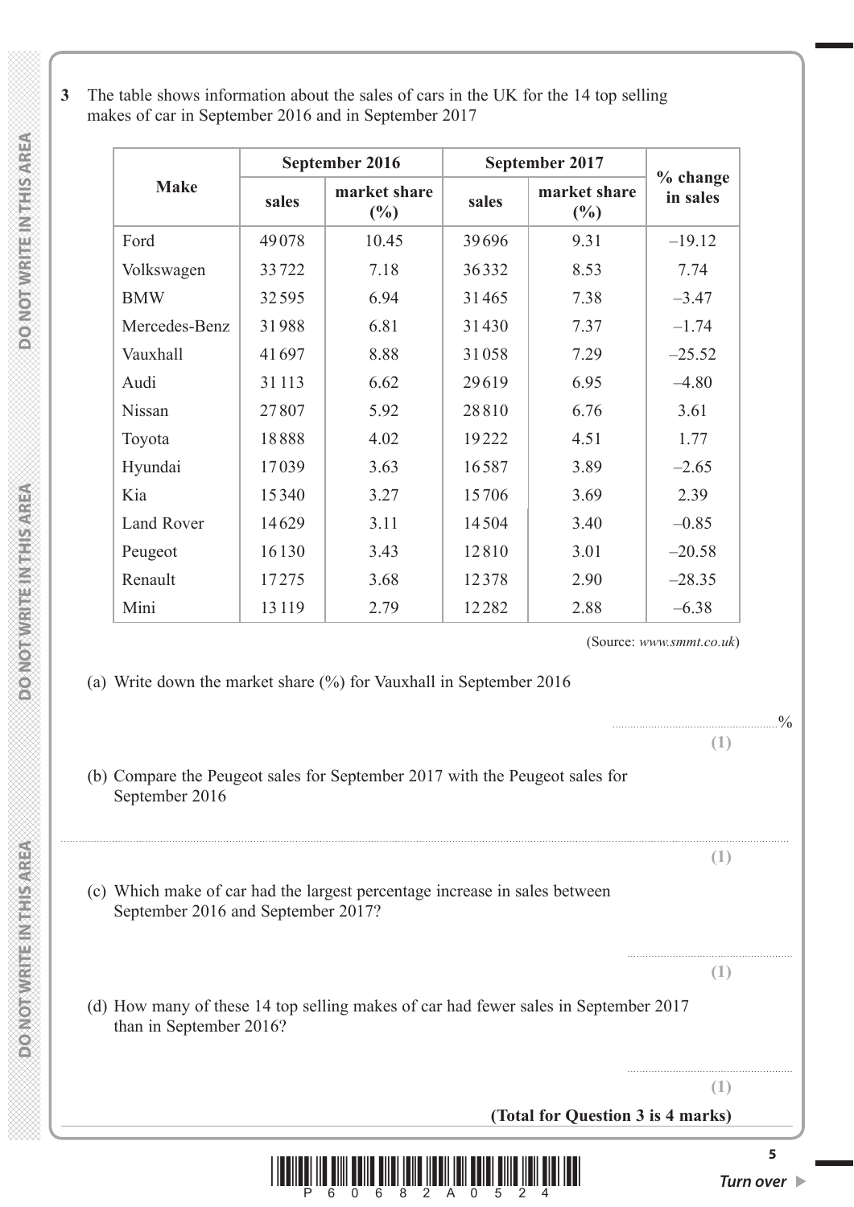**3** The table shows information about the sales of cars in the UK for the 14 top selling makes of car in September 2016 and in September 2017

| Make | September 2016 | | September 2017 | | % change in sales |
|---|---|---|---|---|---|
| | sales | market share (%) | sales | market share (%) | |
| Ford | 49078 | 10.45 | 39696 | 9.31 | –19.12 |
| Volkswagen | 33722 | 7.18 | 36332 | 8.53 | 7.74 |
| BMW | 32595 | 6.94 | 31465 | 7.38 | –3.47 |
| Mercedes-Benz | 31988 | 6.81 | 31430 | 7.37 | –1.74 |
| Vauxhall | 41697 | 8.88 | 31058 | 7.29 | –25.52 |
| Audi | 31113 | 6.62 | 29619 | 6.95 | –4.80 |
| Nissan | 27807 | 5.92 | 28810 | 6.76 | 3.61 |
| Toyota | 18888 | 4.02 | 19222 | 4.51 | 1.77 |
| Hyundai | 17039 | 3.63 | 16587 | 3.89 | –2.65 |
| Kia | 15340 | 3.27 | 15706 | 3.69 | 2.39 |
| Land Rover | 14629 | 3.11 | 14504 | 3.40 | –0.85 |
| Peugeot | 16130 | 3.43 | 12810 | 3.01 | –20.58 |
| Renault | 17275 | 3.68 | 12378 | 2.90 | –28.35 |
| Mini | 13119 | 2.79 | 12282 | 2.88 | –6.38 |

(Source: *www.smmt.co.uk*)

(a) Write down the market share (%) for Vauxhall in September 2016

..................................................%

**(1)**

(b) Compare the Peugeot sales for September 2017 with the Peugeot sales for September 2016

..................................................................................................................................................

**(1)**

(c) Which make of car had the largest percentage increase in sales between September 2016 and September 2017?

..................................................

**(1)**

(d) How many of these 14 top selling makes of car had fewer sales in September 2017 than in September 2016?

..................................................

**(1)**

**(Total for Question 3 is 4 marks)**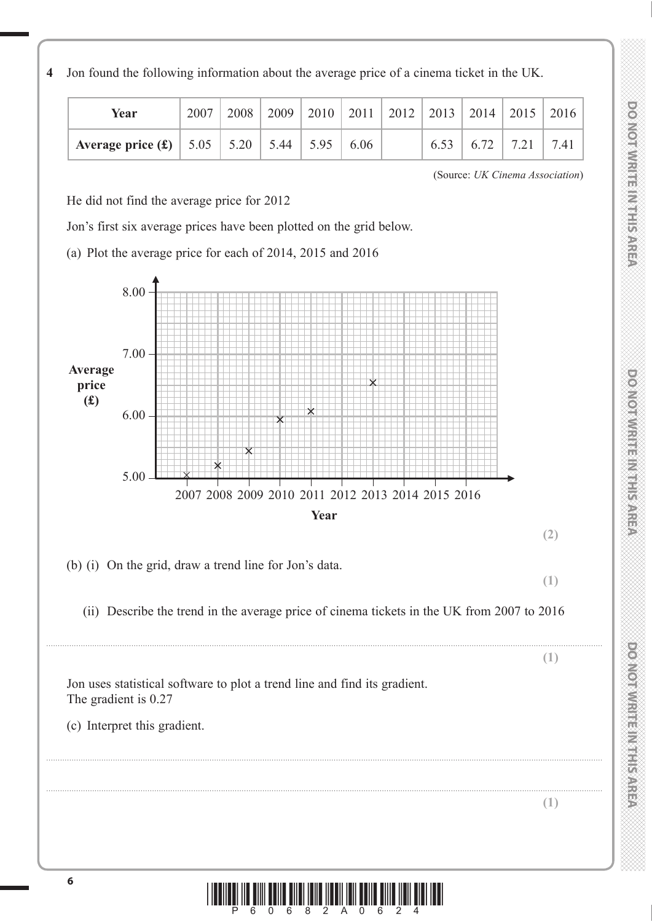**4** Jon found the following information about the average price of a cinema ticket in the UK.

| **Year** | 2007 | 2008 | 2009 | 2010 | 2011 | 2012 | 2013 | 2014 | 2015 | 2016 |
|---|---|---|---|---|---|---|---|---|---|---|
| **Average price (£)** | 5.05 | 5.20 | 5.44 | 5.95 | 6.06 | | 6.53 | 6.72 | 7.21 | 7.41 |

(Source: *UK Cinema Association*)

He did not find the average price for 2012

Jon's first six average prices have been plotted on the grid below.

(a) Plot the average price for each of 2014, 2015 and 2016

**(2)**

(b) (i) On the grid, draw a trend line for Jon's data.

**(1)**

(ii) Describe the trend in the average price of cinema tickets in the UK from 2007 to 2016

..............................................................................................................................................

**(1)**

Jon uses statistical software to plot a trend line and find its gradient.
The gradient is 0.27

(c) Interpret this gradient.

..............................................................................................................................................

..............................................................................................................................................

**(1)**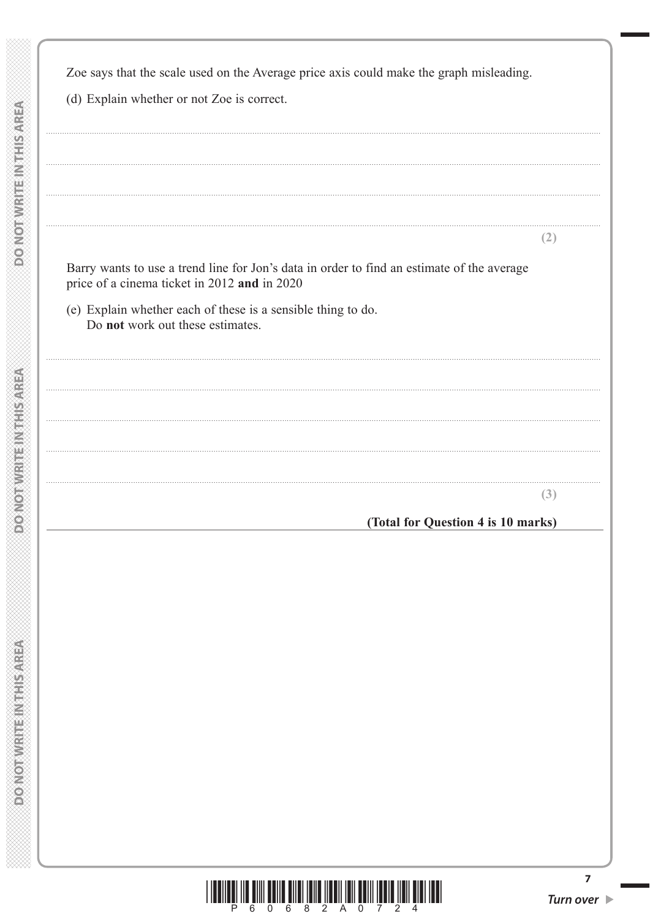Zoe says that the scale used on the Average price axis could make the graph misleading.

(d) Explain whether or not Zoe is correct.

..........................................................................................................................................

..........................................................................................................................................

..........................................................................................................................................

..........................................................................................................................................

**(2)**

Barry wants to use a trend line for Jon's data in order to find an estimate of the average price of a cinema ticket in 2012 **and** in 2020

(e) Explain whether each of these is a sensible thing to do.
Do **not** work out these estimates.

..........................................................................................................................................

..........................................................................................................................................

..........................................................................................................................................

..........................................................................................................................................

..........................................................................................................................................

**(3)**

**(Total for Question 4 is 10 marks)**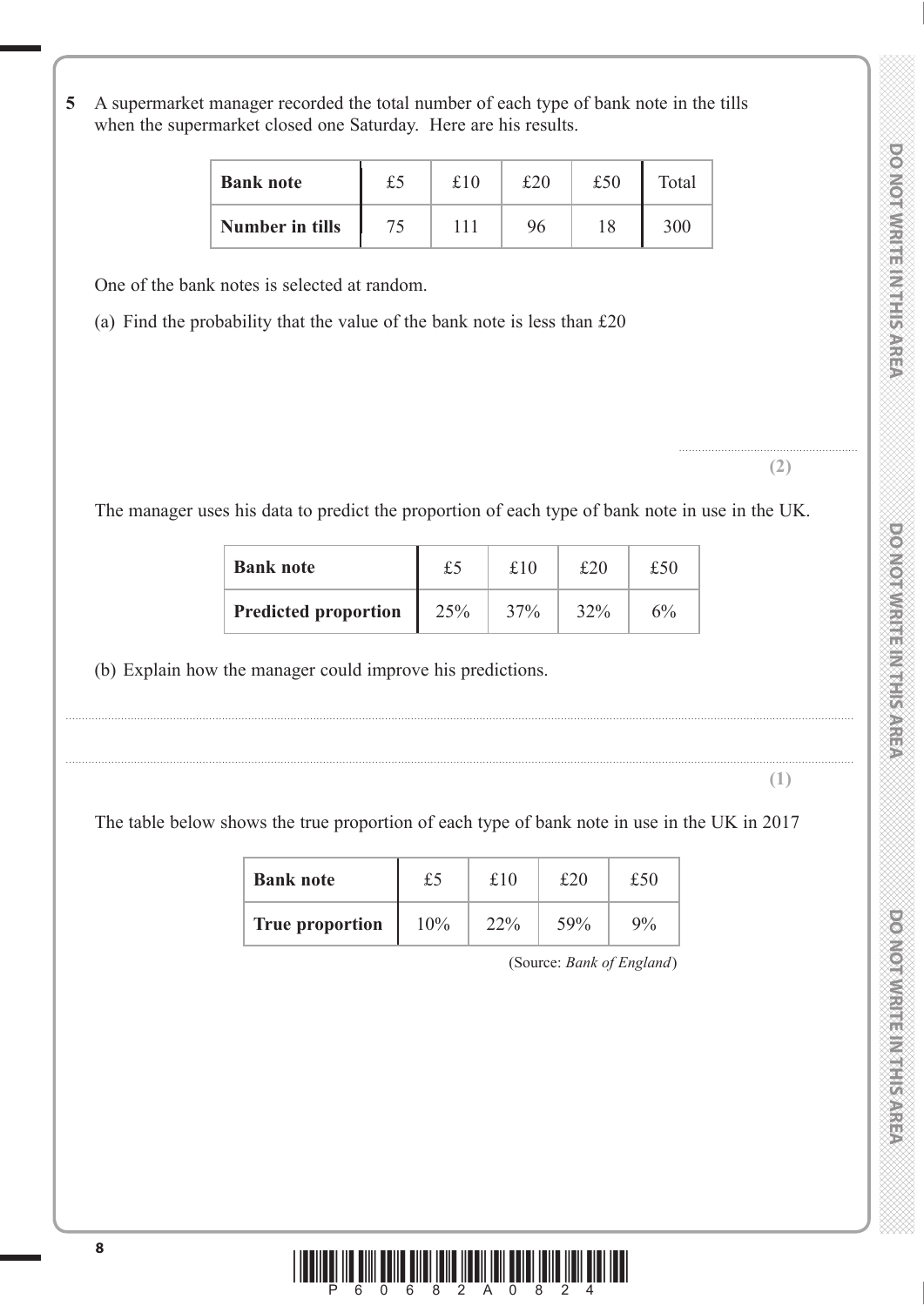**5** A supermarket manager recorded the total number of each type of bank note in the tills when the supermarket closed one Saturday. Here are his results.

| Bank note | £5 | £10 | £20 | £50 | Total |
|---|---|---|---|---|---|
| Number in tills | 75 | 111 | 96 | 18 | 300 |

One of the bank notes is selected at random.

(a) Find the probability that the value of the bank note is less than £20

......................................................

**(2)**

The manager uses his data to predict the proportion of each type of bank note in use in the UK.

| Bank note | £5 | £10 | £20 | £50 |
|---|---|---|---|---|
| Predicted proportion | 25% | 37% | 32% | 6% |

(b) Explain how the manager could improve his predictions.

.......................................................................................................................................................

.......................................................................................................................................................

**(1)**

The table below shows the true proportion of each type of bank note in use in the UK in 2017

| Bank note | £5 | £10 | £20 | £50 |
|---|---|---|---|---|
| True proportion | 10% | 22% | 59% | 9% |

(Source: *Bank of England*)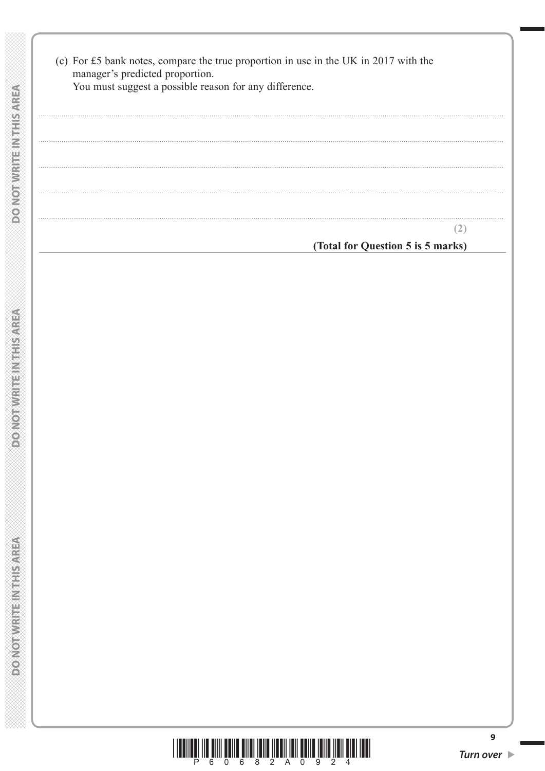(c) For £5 bank notes, compare the true proportion in use in the UK in 2017 with the manager's predicted proportion.
You must suggest a possible reason for any difference.

..............................................................................................................................................

..............................................................................................................................................

..............................................................................................................................................

..............................................................................................................................................

..............................................................................................................................................

**(2)**

**(Total for Question 5 is 5 marks)**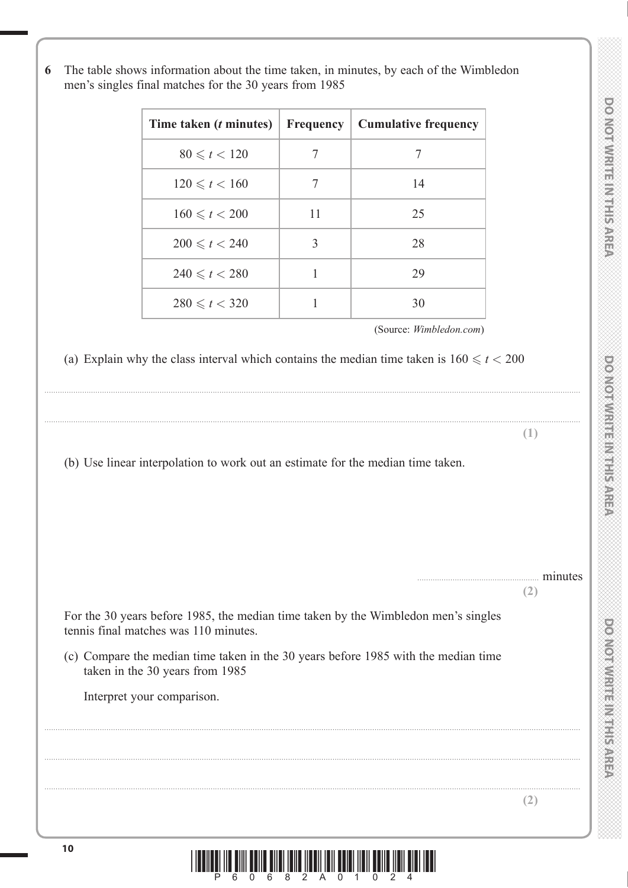**6** The table shows information about the time taken, in minutes, by each of the Wimbledon men's singles final matches for the 30 years from 1985

| Time taken ($t$ minutes) | Frequency | Cumulative frequency |
|---|---|---|
| $80 \leqslant t < 120$ | 7 | 7 |
| $120 \leqslant t < 160$ | 7 | 14 |
| $160 \leqslant t < 200$ | 11 | 25 |
| $200 \leqslant t < 240$ | 3 | 28 |
| $240 \leqslant t < 280$ | 1 | 29 |
| $280 \leqslant t < 320$ | 1 | 30 |

(Source: *Wimbledon.com*)

(a) Explain why the class interval which contains the median time taken is $160 \leqslant t < 200$

.......................................................................................................................................................................................................

.......................................................................................................................................................................................................

**(1)**

(b) Use linear interpolation to work out an estimate for the median time taken.

........................................ minutes

**(2)**

For the 30 years before 1985, the median time taken by the Wimbledon men's singles tennis final matches was 110 minutes.

(c) Compare the median time taken in the 30 years before 1985 with the median time taken in the 30 years from 1985

Interpret your comparison.

.......................................................................................................................................................................................................

.......................................................................................................................................................................................................

.......................................................................................................................................................................................................

**(2)**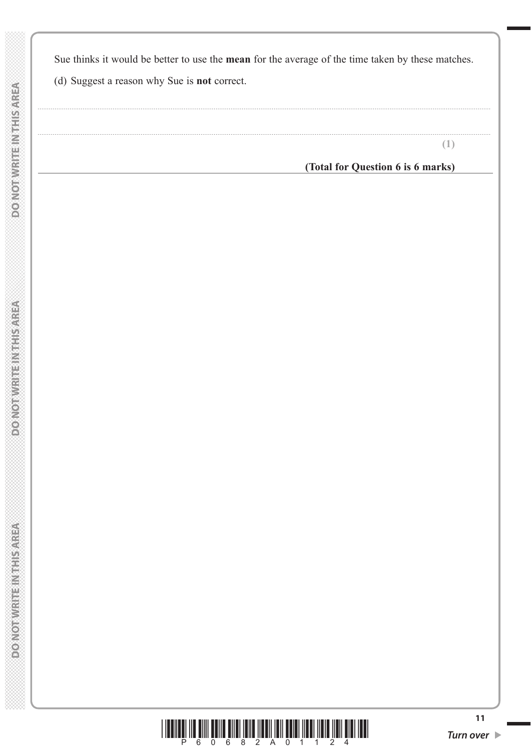Sue thinks it would be better to use the **mean** for the average of the time taken by these matches.

(d) Suggest a reason why Sue is **not** correct.

.......................................................................................................................................................................................................................

.......................................................................................................................................................................................................................

**(1)**

**(Total for Question 6 is 6 marks)**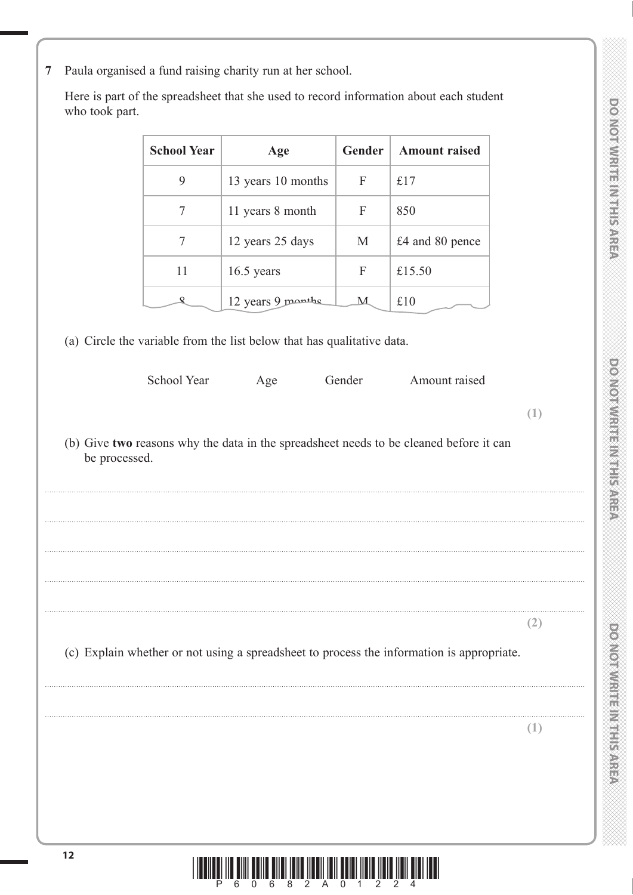**7** Paula organised a fund raising charity run at her school.

Here is part of the spreadsheet that she used to record information about each student who took part.

| School Year | Age | Gender | Amount raised |
|---|---|---|---|
| 9 | 13 years 10 months | F | £17 |
| 7 | 11 years 8 month | F | 850 |
| 7 | 12 years 25 days | M | £4 and 80 pence |
| 11 | 16.5 years | F | £15.50 |
| 8 | 12 years 9 months | M | £10 |

(a) Circle the variable from the list below that has qualitative data.

School Year    Age    Gender    Amount raised

**(1)**

(b) Give **two** reasons why the data in the spreadsheet needs to be cleaned before it can be processed.

..............................................................................................................................................

..............................................................................................................................................

..............................................................................................................................................

..............................................................................................................................................

..............................................................................................................................................

**(2)**

(c) Explain whether or not using a spreadsheet to process the information is appropriate.

..............................................................................................................................................

..............................................................................................................................................

**(1)**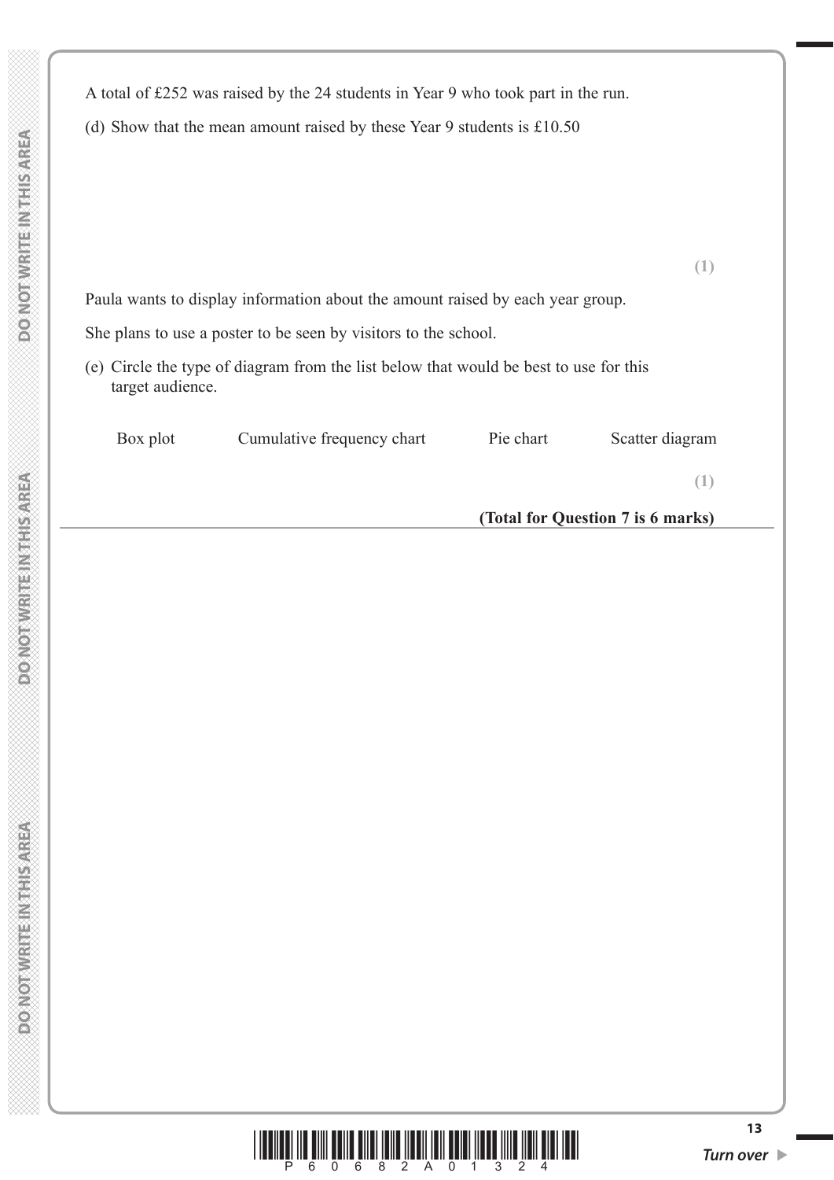A total of £252 was raised by the 24 students in Year 9 who took part in the run.

(d) Show that the mean amount raised by these Year 9 students is £10.50

**(1)**

Paula wants to display information about the amount raised by each year group.

She plans to use a poster to be seen by visitors to the school.

(e) Circle the type of diagram from the list below that would be best to use for this target audience.

Box plot    Cumulative frequency chart    Pie chart    Scatter diagram

**(1)**

**(Total for Question 7 is 6 marks)**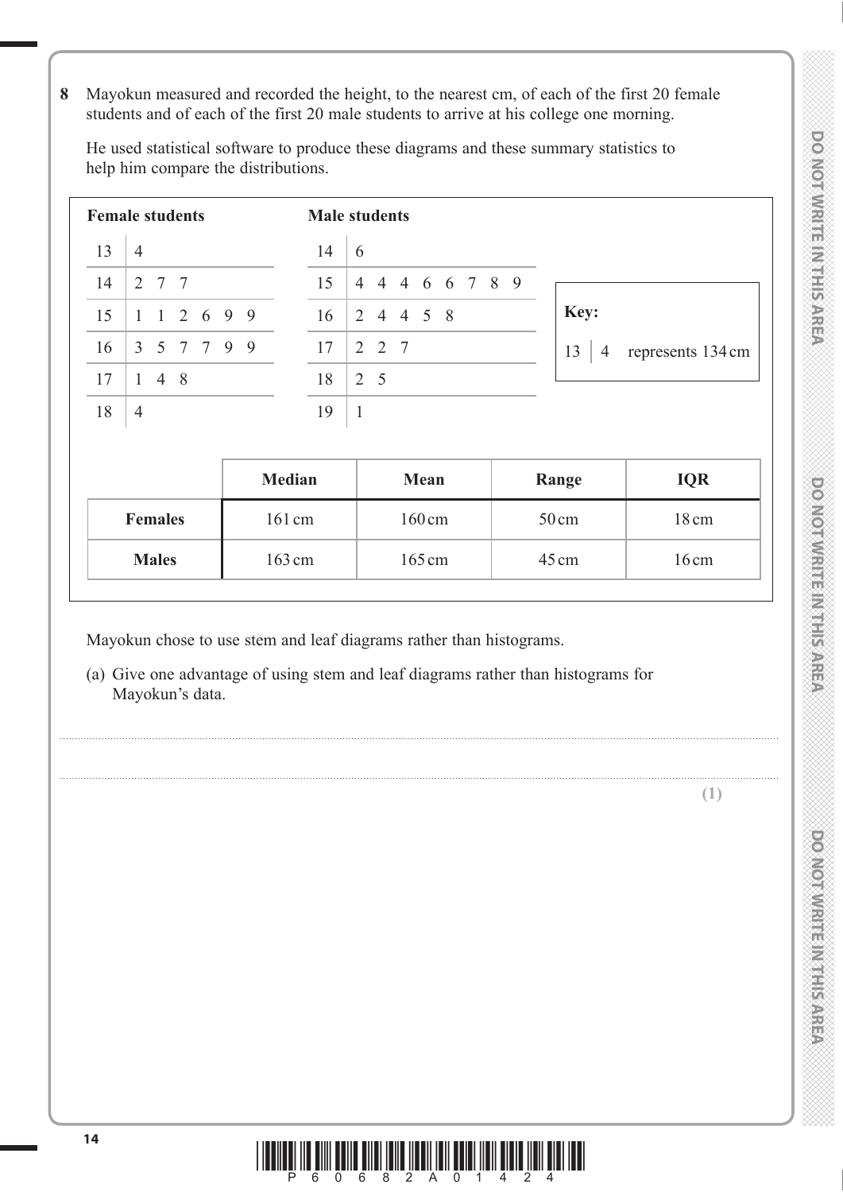**8** Mayokun measured and recorded the height, to the nearest cm, of each of the first 20 female students and of each of the first 20 male students to arrive at his college one morning.

He used statistical software to produce these diagrams and these summary statistics to help him compare the distributions.

**Female students**

| Stem | Leaf |
|---|---|
| 13 | 4 |
| 14 | 2 7 7 |
| 15 | 1 1 2 6 9 9 |
| 16 | 3 5 7 7 9 9 |
| 17 | 1 4 8 |
| 18 | 4 |

**Male students**

| Stem | Leaf |
|---|---|
| 14 | 6 |
| 15 | 4 4 4 6 6 7 8 9 |
| 16 | 2 4 4 5 8 |
| 17 | 2 2 7 |
| 18 | 2 5 |
| 19 | 1 |

**Key:** 13 | 4 represents 134 cm

| | **Median** | **Mean** | **Range** | **IQR** |
|---|---|---|---|---|
| **Females** | 161 cm | 160 cm | 50 cm | 18 cm |
| **Males** | 163 cm | 165 cm | 45 cm | 16 cm |

Mayokun chose to use stem and leaf diagrams rather than histograms.

(a) Give one advantage of using stem and leaf diagrams rather than histograms for Mayokun's data.

..................................................................................................................................................

..................................................................................................................................................

**(1)**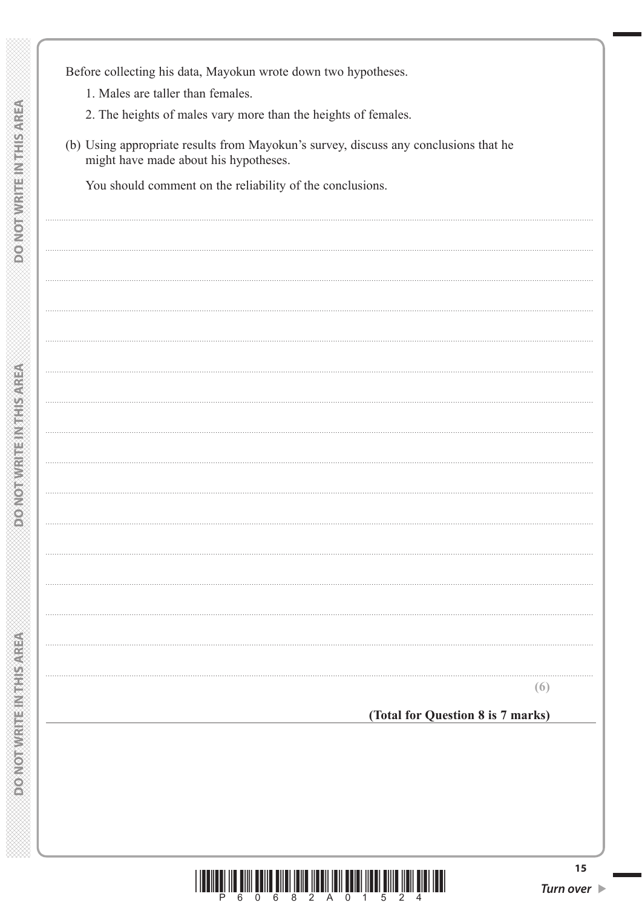Before collecting his data, Mayokun wrote down two hypotheses.

1. Males are taller than females.
2. The heights of males vary more than the heights of females.

(b) Using appropriate results from Mayokun's survey, discuss any conclusions that he might have made about his hypotheses.

You should comment on the reliability of the conclusions.

**(6)**

**(Total for Question 8 is 7 marks)**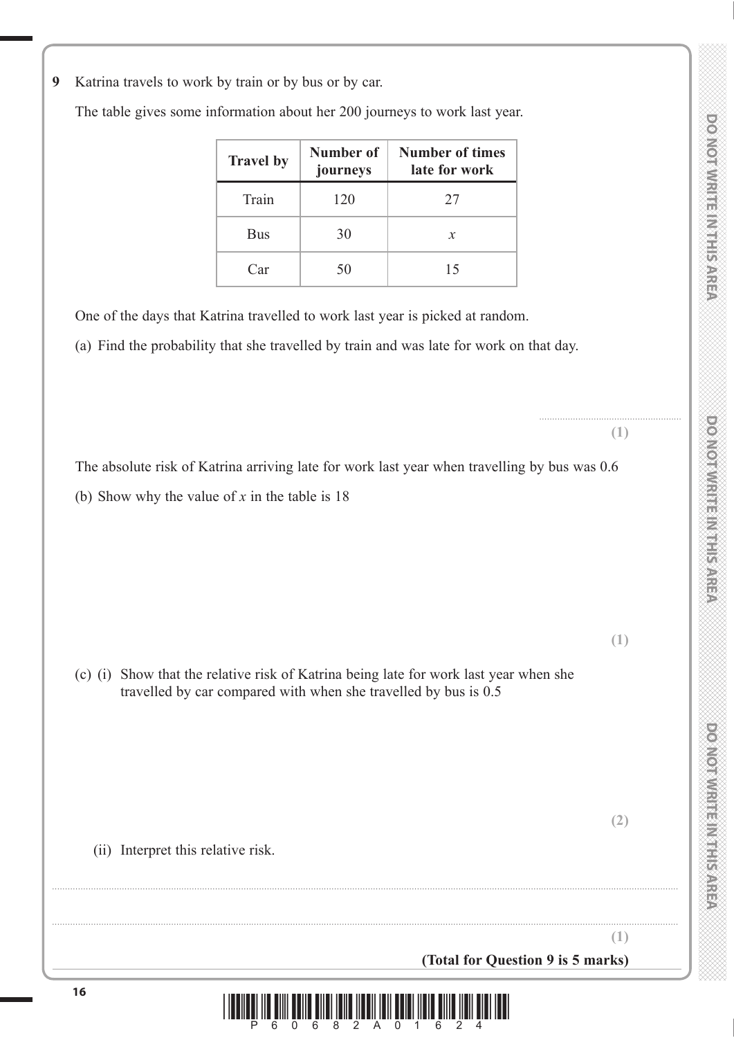**9** Katrina travels to work by train or by bus or by car.

The table gives some information about her 200 journeys to work last year.

| Travel by | Number of journeys | Number of times late for work |
|---|---|---|
| Train | 120 | 27 |
| Bus | 30 | $x$ |
| Car | 50 | 15 |

One of the days that Katrina travelled to work last year is picked at random.

(a) Find the probability that she travelled by train and was late for work on that day.

..............................................

**(1)**

The absolute risk of Katrina arriving late for work last year when travelling by bus was 0.6

(b) Show why the value of $x$ in the table is 18

**(1)**

(c) (i) Show that the relative risk of Katrina being late for work last year when she travelled by car compared with when she travelled by bus is 0.5

**(2)**

(ii) Interpret this relative risk.

..............................................................................................................................................

..............................................................................................................................................

**(1)**

**(Total for Question 9 is 5 marks)**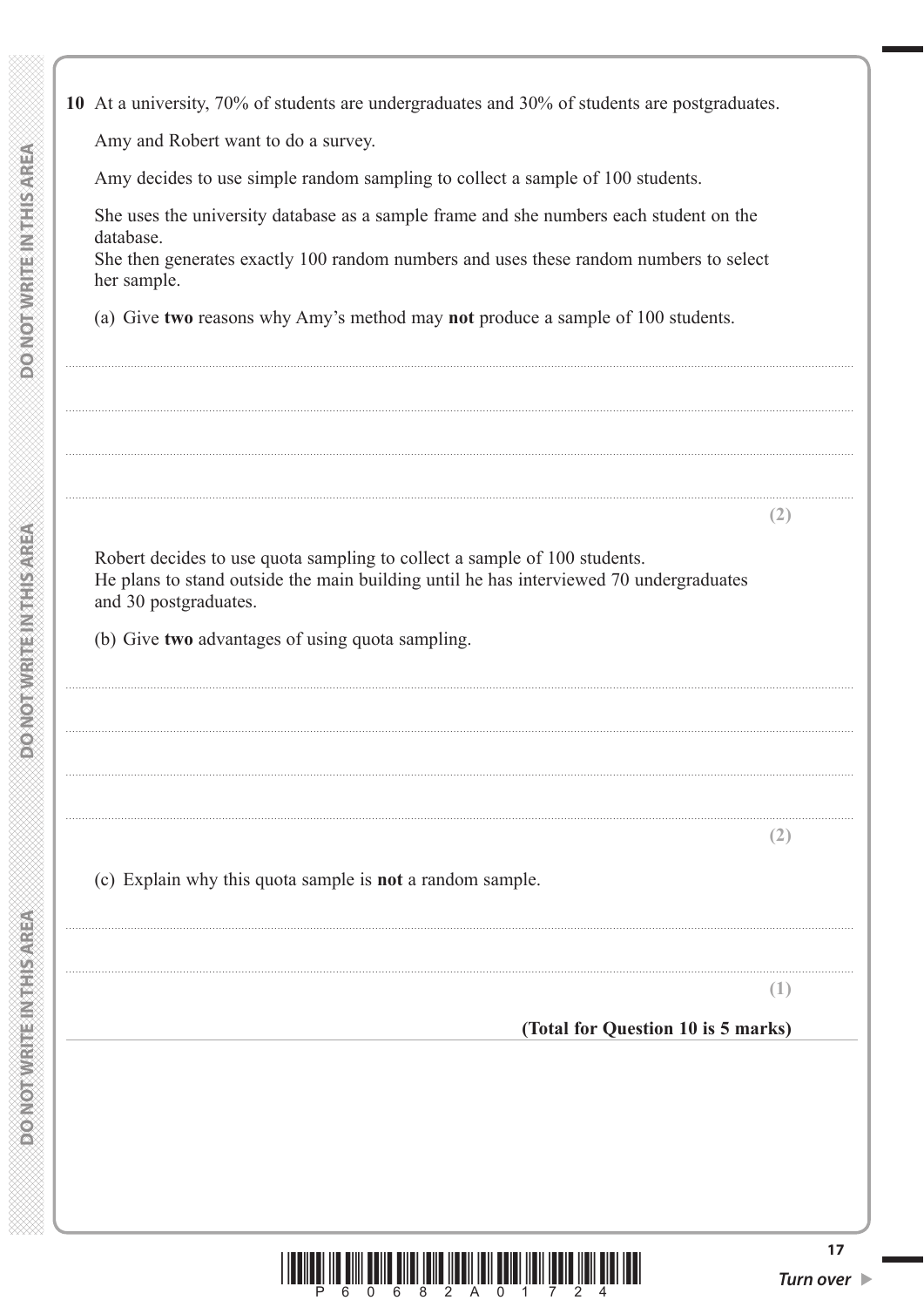**10** At a university, 70% of students are undergraduates and 30% of students are postgraduates.

Amy and Robert want to do a survey.

Amy decides to use simple random sampling to collect a sample of 100 students.

She uses the university database as a sample frame and she numbers each student on the database.
She then generates exactly 100 random numbers and uses these random numbers to select her sample.

(a) Give **two** reasons why Amy's method may **not** produce a sample of 100 students.

**(2)**

Robert decides to use quota sampling to collect a sample of 100 students.
He plans to stand outside the main building until he has interviewed 70 undergraduates and 30 postgraduates.

(b) Give **two** advantages of using quota sampling.

**(2)**

(c) Explain why this quota sample is **not** a random sample.

**(1)**

**(Total for Question 10 is 5 marks)**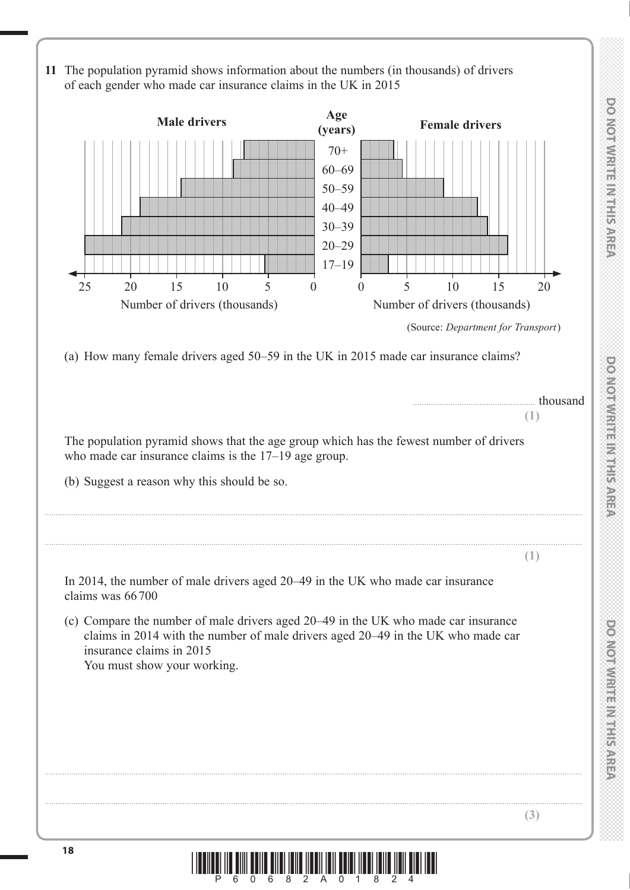**11** The population pyramid shows information about the numbers (in thousands) of drivers of each gender who made car insurance claims in the UK in 2015

| Male drivers | Age (years) | Female drivers |
|---|---|---|
| | 70+ | |
| | 60–69 | |
| | 50–59 | |
| | 40–49 | |
| | 30–39 | |
| | 20–29 | |
| | 17–19 | |

Number of drivers (thousands) — Number of drivers (thousands)

(Source: *Department for Transport*)

(a) How many female drivers aged 50–59 in the UK in 2015 made car insurance claims?

........................................ thousand

**(1)**

The population pyramid shows that the age group which has the fewest number of drivers who made car insurance claims is the 17–19 age group.

(b) Suggest a reason why this should be so.

..............................................................................................................................................

..............................................................................................................................................

**(1)**

In 2014, the number of male drivers aged 20–49 in the UK who made car insurance claims was 66 700

(c) Compare the number of male drivers aged 20–49 in the UK who made car insurance claims in 2014 with the number of male drivers aged 20–49 in the UK who made car insurance claims in 2015

You must show your working.

..............................................................................................................................................

..............................................................................................................................................

**(3)**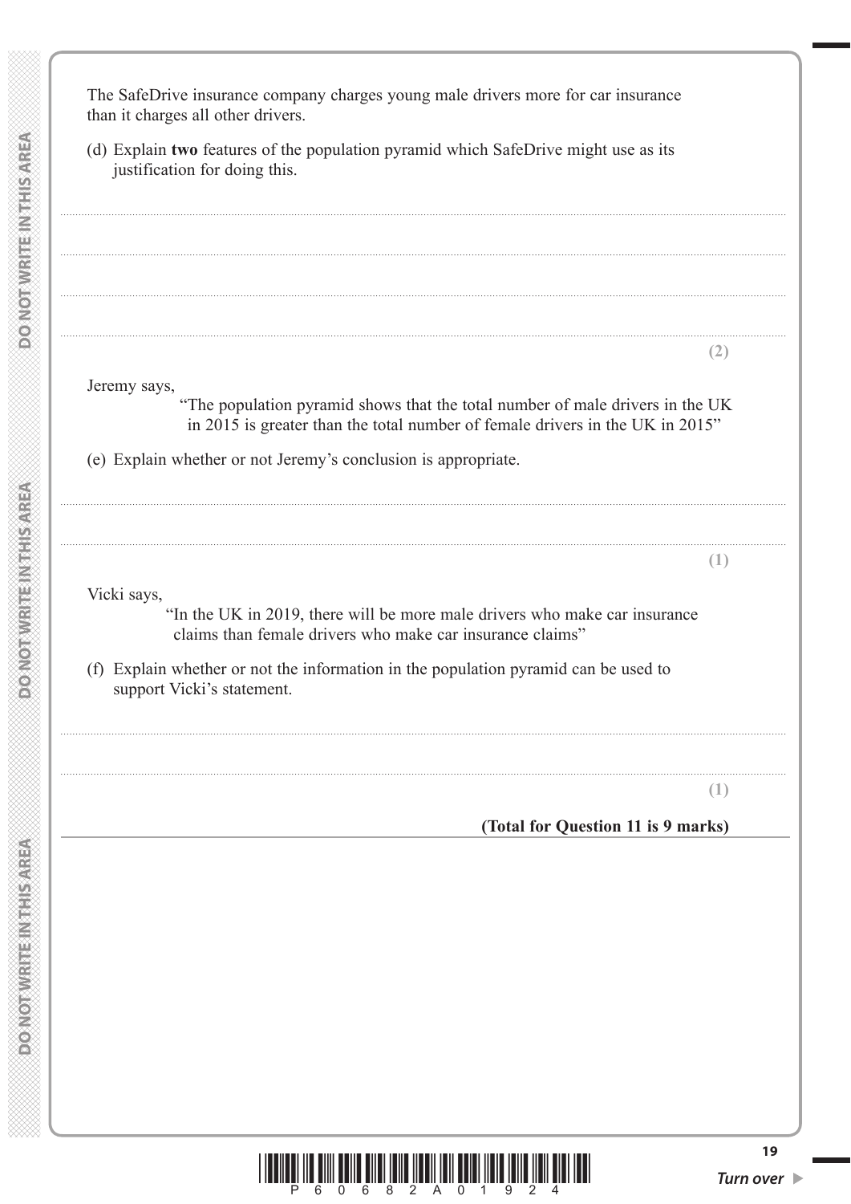The SafeDrive insurance company charges young male drivers more for car insurance than it charges all other drivers.

(d) Explain **two** features of the population pyramid which SafeDrive might use as its justification for doing this.

..........................................................................................................................................................................................................................................

..........................................................................................................................................................................................................................................

..........................................................................................................................................................................................................................................

..........................................................................................................................................................................................................................................

**(2)**

Jeremy says,

"The population pyramid shows that the total number of male drivers in the UK in 2015 is greater than the total number of female drivers in the UK in 2015"

(e) Explain whether or not Jeremy's conclusion is appropriate.

..........................................................................................................................................................................................................................................

..........................................................................................................................................................................................................................................

**(1)**

Vicki says,

"In the UK in 2019, there will be more male drivers who make car insurance claims than female drivers who make car insurance claims"

(f) Explain whether or not the information in the population pyramid can be used to support Vicki's statement.

..........................................................................................................................................................................................................................................

..........................................................................................................................................................................................................................................

**(1)**

**(Total for Question 11 is 9 marks)**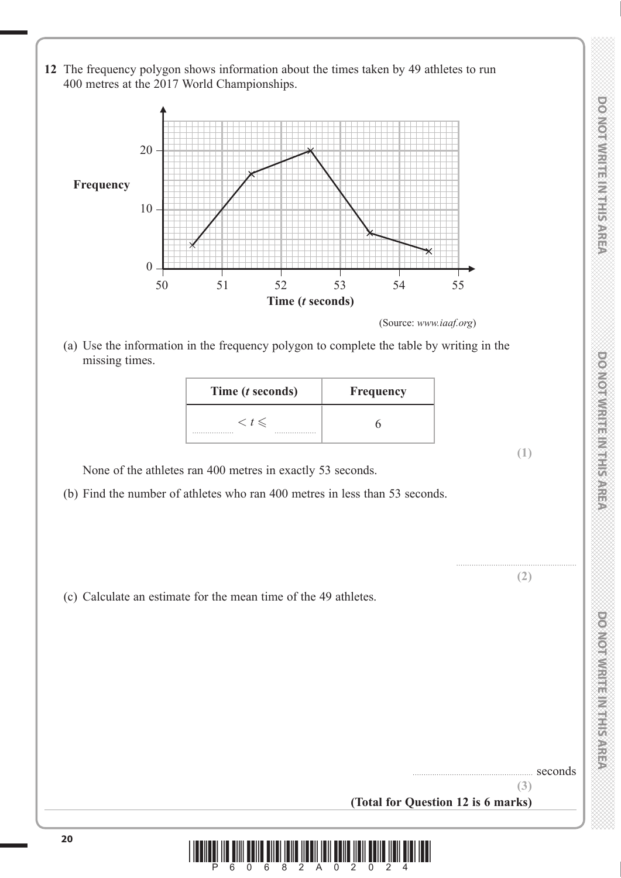**12** The frequency polygon shows information about the times taken by 49 athletes to run 400 metres at the 2017 World Championships.

(Source: *www.iaaf.org*)

(a) Use the information in the frequency polygon to complete the table by writing in the missing times.

| Time ($t$ seconds) | Frequency |
|---|---|
| .................. $< t \leqslant$ .................. | 6 |

**(1)**

None of the athletes ran 400 metres in exactly 53 seconds.

(b) Find the number of athletes who ran 400 metres in less than 53 seconds.

.......................................................

**(2)**

(c) Calculate an estimate for the mean time of the 49 athletes.

....................................................... seconds

**(3)**

**(Total for Question 12 is 6 marks)**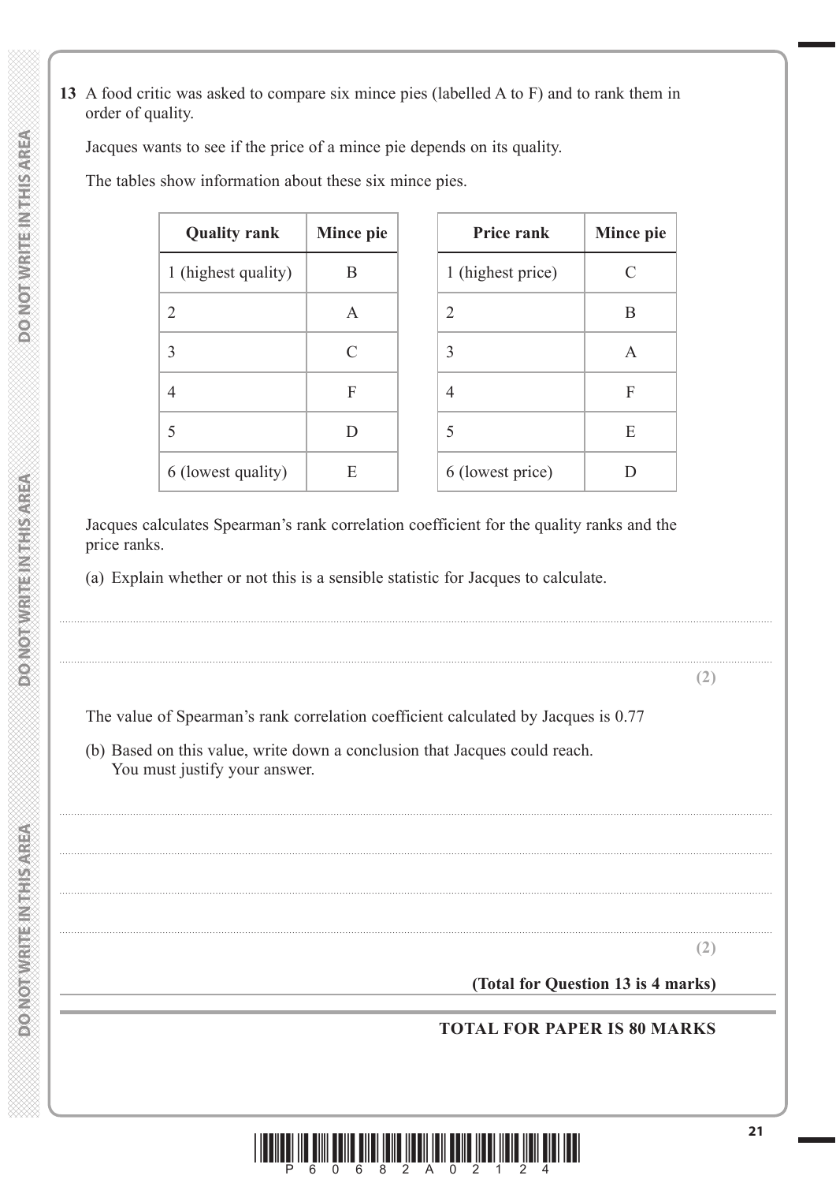**13** A food critic was asked to compare six mince pies (labelled A to F) and to rank them in order of quality.

Jacques wants to see if the price of a mince pie depends on its quality.

The tables show information about these six mince pies.

| Quality rank | Mince pie |
|---|---|
| 1 (highest quality) | B |
| 2 | A |
| 3 | C |
| 4 | F |
| 5 | D |
| 6 (lowest quality) | E |

| Price rank | Mince pie |
|---|---|
| 1 (highest price) | C |
| 2 | B |
| 3 | A |
| 4 | F |
| 5 | E |
| 6 (lowest price) | D |

Jacques calculates Spearman's rank correlation coefficient for the quality ranks and the price ranks.

(a) Explain whether or not this is a sensible statistic for Jacques to calculate.

..............................................................................................................................................

.............................................................................................................................................. **(2)**

The value of Spearman's rank correlation coefficient calculated by Jacques is 0.77

(b) Based on this value, write down a conclusion that Jacques could reach.
You must justify your answer.

..............................................................................................................................................

..............................................................................................................................................

..............................................................................................................................................

.............................................................................................................................................. **(2)**

**(Total for Question 13 is 4 marks)**

**TOTAL FOR PAPER IS 80 MARKS**